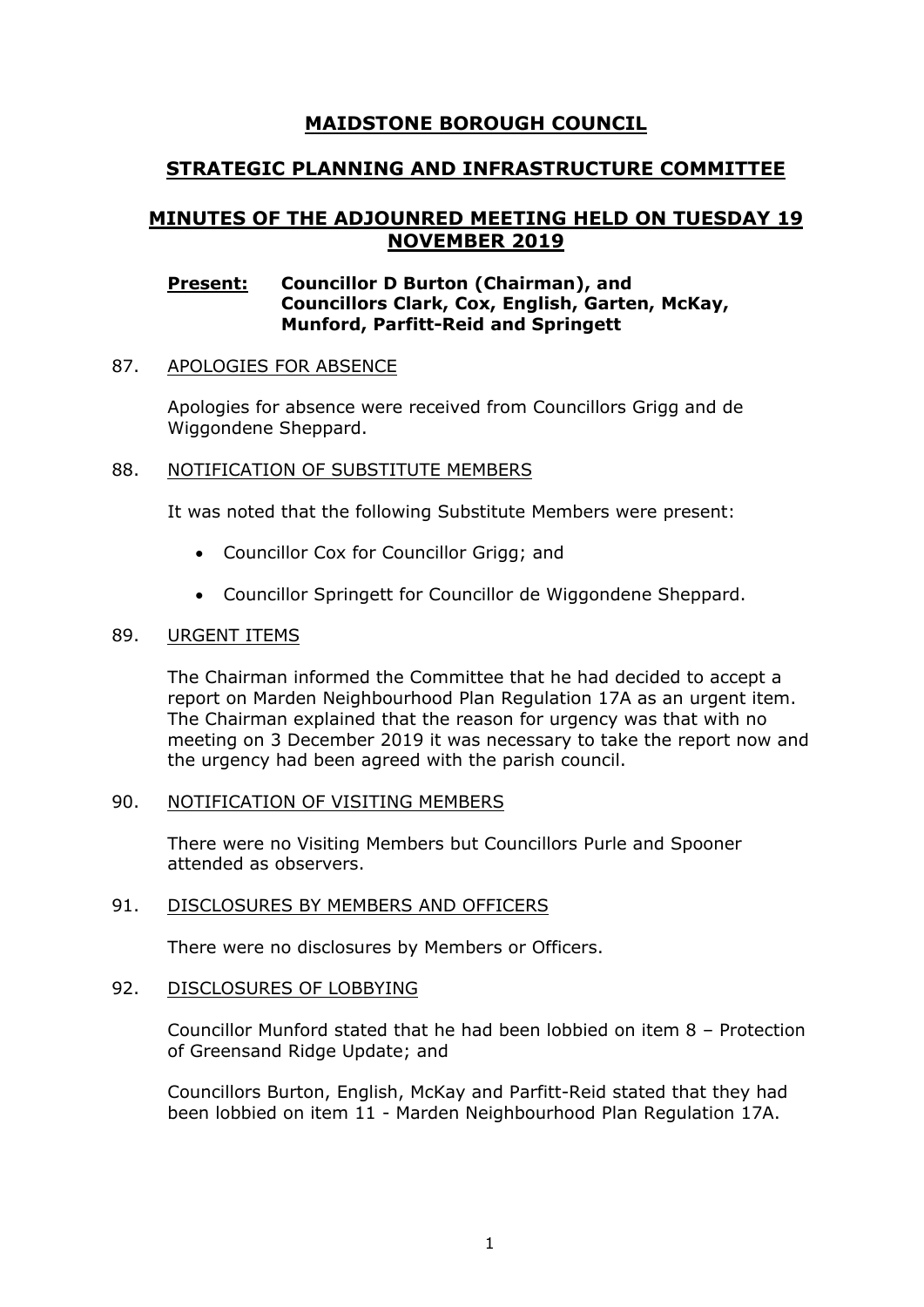# MAIDSTONE BOROUGH COUNCIL

## STRATEGIC PLANNING AND INFRASTRUCTURE COMMITTEE

## MINUTES OF THE ADJOUNRED MEETING HELD ON TUESDAY 19 NOVEMBER 2019

**Present:** **Councillor D Burton (Chairman), and Councillors Clark, Cox, English, Garten, McKay, Munford, Parfitt-Reid and Springett**

### 87. APOLOGIES FOR ABSENCE

Apologies for absence were received from Councillors Grigg and de Wiggondene Sheppard.

### 88. NOTIFICATION OF SUBSTITUTE MEMBERS

It was noted that the following Substitute Members were present:

- Councillor Cox for Councillor Grigg; and
- Councillor Springett for Councillor de Wiggondene Sheppard.

### 89. URGENT ITEMS

The Chairman informed the Committee that he had decided to accept a report on Marden Neighbourhood Plan Regulation 17A as an urgent item. The Chairman explained that the reason for urgency was that with no meeting on 3 December 2019 it was necessary to take the report now and the urgency had been agreed with the parish council.

### 90. NOTIFICATION OF VISITING MEMBERS

There were no Visiting Members but Councillors Purle and Spooner attended as observers.

### 91. DISCLOSURES BY MEMBERS AND OFFICERS

There were no disclosures by Members or Officers.

### 92. DISCLOSURES OF LOBBYING

Councillor Munford stated that he had been lobbied on item 8 – Protection of Greensand Ridge Update; and

Councillors Burton, English, McKay and Parfitt-Reid stated that they had been lobbied on item 11 - Marden Neighbourhood Plan Regulation 17A.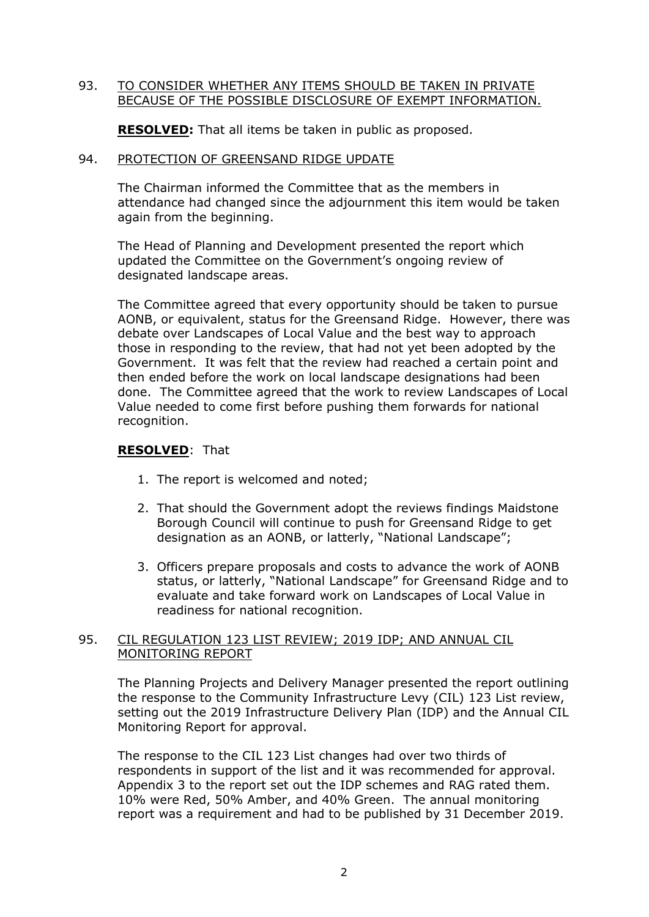93. <u>TO CONSIDER WHETHER ANY ITEMS SHOULD BE TAKEN IN PRIVATE BECAUSE OF THE POSSIBLE DISCLOSURE OF EXEMPT INFORMATION.</u>

**RESOLVED:** That all items be taken in public as proposed.

94. <u>PROTECTION OF GREENSAND RIDGE UPDATE</u>

The Chairman informed the Committee that as the members in attendance had changed since the adjournment this item would be taken again from the beginning.

The Head of Planning and Development presented the report which updated the Committee on the Government's ongoing review of designated landscape areas.

The Committee agreed that every opportunity should be taken to pursue AONB, or equivalent, status for the Greensand Ridge. However, there was debate over Landscapes of Local Value and the best way to approach those in responding to the review, that had not yet been adopted by the Government. It was felt that the review had reached a certain point and then ended before the work on local landscape designations had been done. The Committee agreed that the work to review Landscapes of Local Value needed to come first before pushing them forwards for national recognition.

**RESOLVED**: That

1. The report is welcomed and noted;

2. That should the Government adopt the reviews findings Maidstone Borough Council will continue to push for Greensand Ridge to get designation as an AONB, or latterly, "National Landscape";

3. Officers prepare proposals and costs to advance the work of AONB status, or latterly, "National Landscape" for Greensand Ridge and to evaluate and take forward work on Landscapes of Local Value in readiness for national recognition.

95. <u>CIL REGULATION 123 LIST REVIEW; 2019 IDP; AND ANNUAL CIL MONITORING REPORT</u>

The Planning Projects and Delivery Manager presented the report outlining the response to the Community Infrastructure Levy (CIL) 123 List review, setting out the 2019 Infrastructure Delivery Plan (IDP) and the Annual CIL Monitoring Report for approval.

The response to the CIL 123 List changes had over two thirds of respondents in support of the list and it was recommended for approval. Appendix 3 to the report set out the IDP schemes and RAG rated them. 10% were Red, 50% Amber, and 40% Green. The annual monitoring report was a requirement and had to be published by 31 December 2019.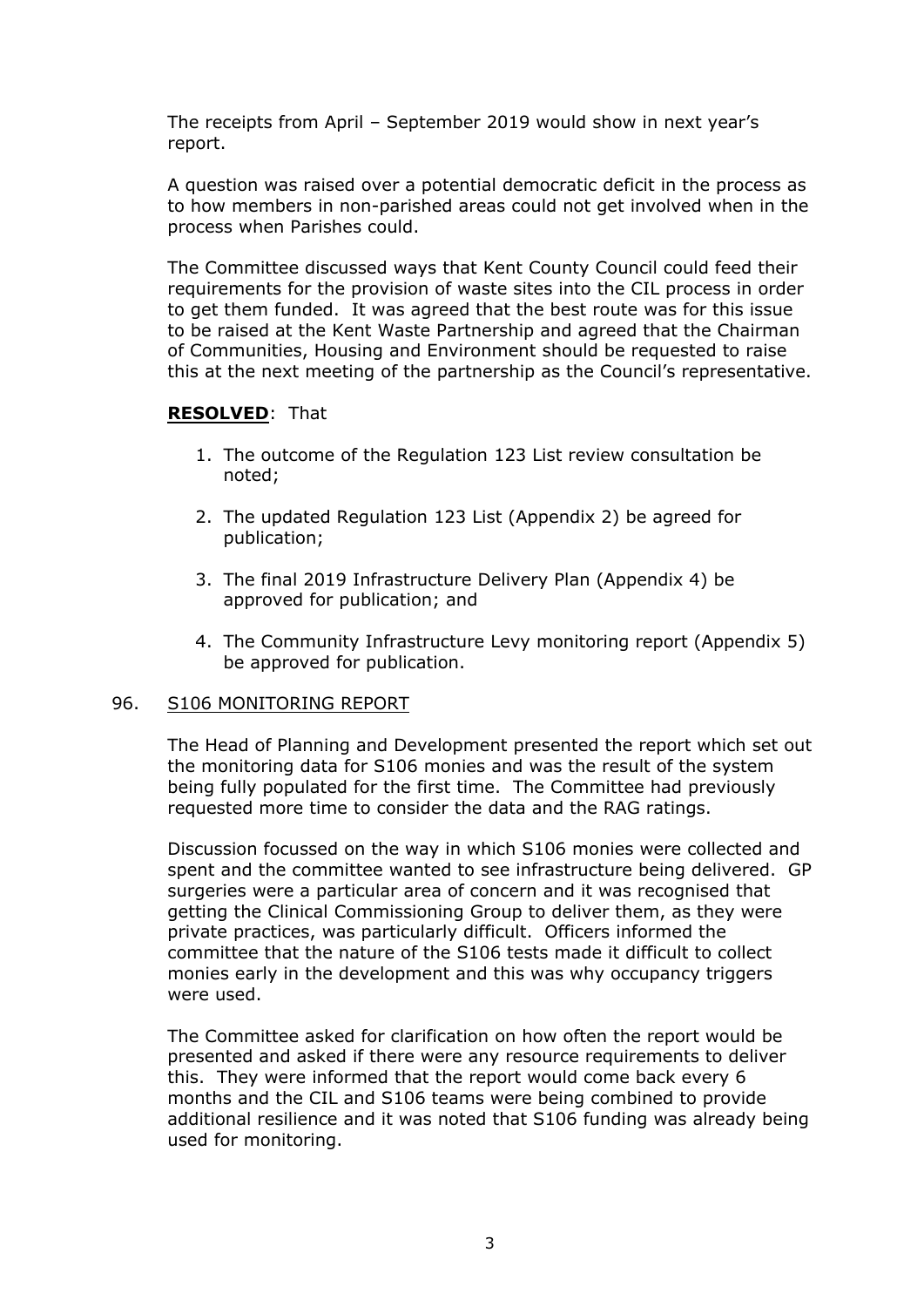The receipts from April – September 2019 would show in next year's report.

A question was raised over a potential democratic deficit in the process as to how members in non-parished areas could not get involved when in the process when Parishes could.

The Committee discussed ways that Kent County Council could feed their requirements for the provision of waste sites into the CIL process in order to get them funded. It was agreed that the best route was for this issue to be raised at the Kent Waste Partnership and agreed that the Chairman of Communities, Housing and Environment should be requested to raise this at the next meeting of the partnership as the Council's representative.

**RESOLVED**: That

1. The outcome of the Regulation 123 List review consultation be noted;

2. The updated Regulation 123 List (Appendix 2) be agreed for publication;

3. The final 2019 Infrastructure Delivery Plan (Appendix 4) be approved for publication; and

4. The Community Infrastructure Levy monitoring report (Appendix 5) be approved for publication.

96. S106 MONITORING REPORT

The Head of Planning and Development presented the report which set out the monitoring data for S106 monies and was the result of the system being fully populated for the first time. The Committee had previously requested more time to consider the data and the RAG ratings.

Discussion focussed on the way in which S106 monies were collected and spent and the committee wanted to see infrastructure being delivered. GP surgeries were a particular area of concern and it was recognised that getting the Clinical Commissioning Group to deliver them, as they were private practices, was particularly difficult. Officers informed the committee that the nature of the S106 tests made it difficult to collect monies early in the development and this was why occupancy triggers were used.

The Committee asked for clarification on how often the report would be presented and asked if there were any resource requirements to deliver this. They were informed that the report would come back every 6 months and the CIL and S106 teams were being combined to provide additional resilience and it was noted that S106 funding was already being used for monitoring.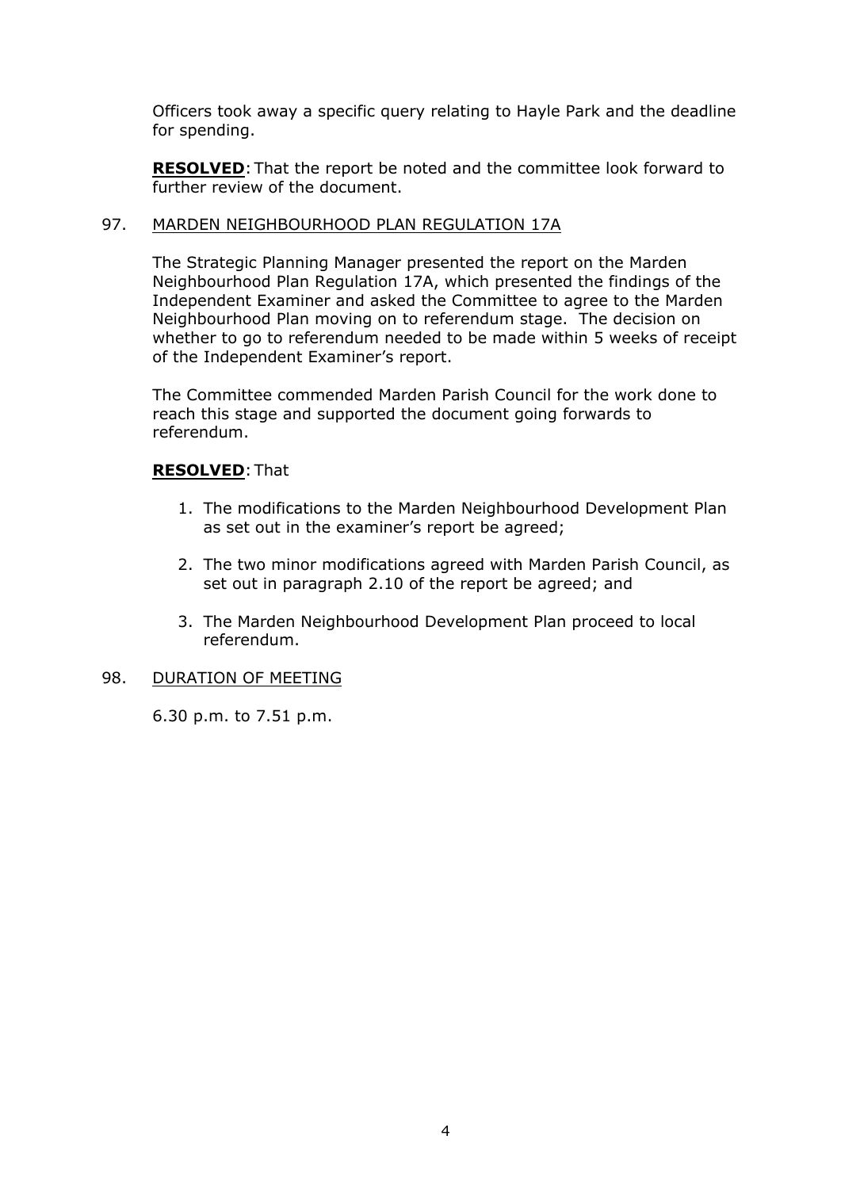Officers took away a specific query relating to Hayle Park and the deadline for spending.

**RESOLVED**: That the report be noted and the committee look forward to further review of the document.

97. MARDEN NEIGHBOURHOOD PLAN REGULATION 17A

The Strategic Planning Manager presented the report on the Marden Neighbourhood Plan Regulation 17A, which presented the findings of the Independent Examiner and asked the Committee to agree to the Marden Neighbourhood Plan moving on to referendum stage. The decision on whether to go to referendum needed to be made within 5 weeks of receipt of the Independent Examiner's report.

The Committee commended Marden Parish Council for the work done to reach this stage and supported the document going forwards to referendum.

**RESOLVED**: That

1. The modifications to the Marden Neighbourhood Development Plan as set out in the examiner's report be agreed;
2. The two minor modifications agreed with Marden Parish Council, as set out in paragraph 2.10 of the report be agreed; and
3. The Marden Neighbourhood Development Plan proceed to local referendum.

98. DURATION OF MEETING

6.30 p.m. to 7.51 p.m.